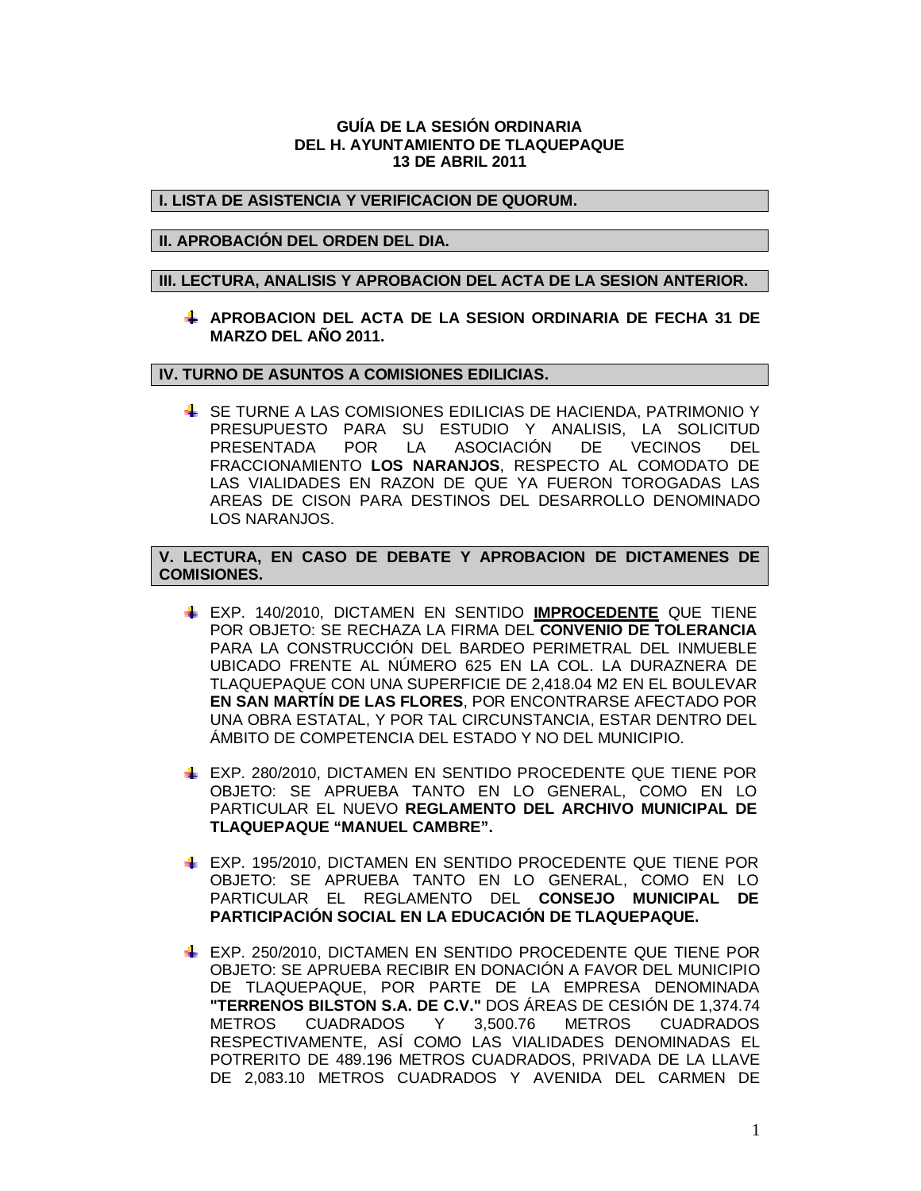**GUÍA DE LA SESIÓN ORDINARIA**
**DEL H. AYUNTAMIENTO DE TLAQUEPAQUE**
**13 DE ABRIL 2011**

## I. LISTA DE ASISTENCIA Y VERIFICACION DE QUORUM.

## II. APROBACIÓN DEL ORDEN DEL DIA.

## III. LECTURA, ANALISIS Y APROBACION DEL ACTA DE LA SESION ANTERIOR.

- **APROBACION DEL ACTA DE LA SESION ORDINARIA DE FECHA 31 DE MARZO DEL AÑO 2011.**

## IV. TURNO DE ASUNTOS A COMISIONES EDILICIAS.

- SE TURNE A LAS COMISIONES EDILICIAS DE HACIENDA, PATRIMONIO Y PRESUPUESTO PARA SU ESTUDIO Y ANALISIS, LA SOLICITUD PRESENTADA POR LA ASOCIACIÓN DE VECINOS DEL FRACCIONAMIENTO **LOS NARANJOS**, RESPECTO AL COMODATO DE LAS VIALIDADES EN RAZON DE QUE YA FUERON TOROGADAS LAS AREAS DE CISON PARA DESTINOS DEL DESARROLLO DENOMINADO LOS NARANJOS.

## V. LECTURA, EN CASO DE DEBATE Y APROBACION DE DICTAMENES DE COMISIONES.

- EXP. 140/2010, DICTAMEN EN SENTIDO **IMPROCEDENTE** QUE TIENE POR OBJETO: SE RECHAZA LA FIRMA DEL **CONVENIO DE TOLERANCIA** PARA LA CONSTRUCCIÓN DEL BARDEO PERIMETRAL DEL INMUEBLE UBICADO FRENTE AL NÚMERO 625 EN LA COL. LA DURAZNERA DE TLAQUEPAQUE CON UNA SUPERFICIE DE 2,418.04 M2 EN EL BOULEVAR **EN SAN MARTÍN DE LAS FLORES**, POR ENCONTRARSE AFECTADO POR UNA OBRA ESTATAL, Y POR TAL CIRCUNSTANCIA, ESTAR DENTRO DEL ÁMBITO DE COMPETENCIA DEL ESTADO Y NO DEL MUNICIPIO.

- EXP. 280/2010, DICTAMEN EN SENTIDO PROCEDENTE QUE TIENE POR OBJETO: SE APRUEBA TANTO EN LO GENERAL, COMO EN LO PARTICULAR EL NUEVO **REGLAMENTO DEL ARCHIVO MUNICIPAL DE TLAQUEPAQUE "MANUEL CAMBRE".**

- EXP. 195/2010, DICTAMEN EN SENTIDO PROCEDENTE QUE TIENE POR OBJETO: SE APRUEBA TANTO EN LO GENERAL, COMO EN LO PARTICULAR EL REGLAMENTO DEL **CONSEJO MUNICIPAL DE PARTICIPACIÓN SOCIAL EN LA EDUCACIÓN DE TLAQUEPAQUE.**

- EXP. 250/2010, DICTAMEN EN SENTIDO PROCEDENTE QUE TIENE POR OBJETO: SE APRUEBA RECIBIR EN DONACIÓN A FAVOR DEL MUNICIPIO DE TLAQUEPAQUE, POR PARTE DE LA EMPRESA DENOMINADA **"TERRENOS BILSTON S.A. DE C.V."** DOS ÁREAS DE CESIÓN DE 1,374.74 METROS CUADRADOS Y 3,500.76 METROS CUADRADOS RESPECTIVAMENTE, ASÍ COMO LAS VIALIDADES DENOMINADAS EL POTRERITO DE 489.196 METROS CUADRADOS, PRIVADA DE LA LLAVE DE 2,083.10 METROS CUADRADOS Y AVENIDA DEL CARMEN DE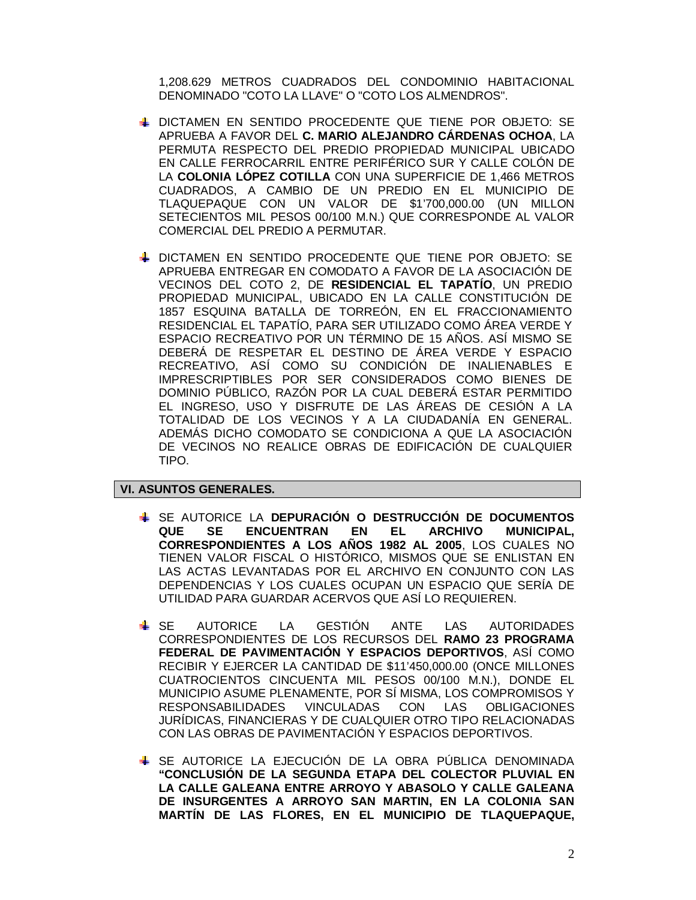1,208.629 METROS CUADRADOS DEL CONDOMINIO HABITACIONAL DENOMINADO "COTO LA LLAVE" O "COTO LOS ALMENDROS".

- DICTAMEN EN SENTIDO PROCEDENTE QUE TIENE POR OBJETO: SE APRUEBA A FAVOR DEL **C. MARIO ALEJANDRO CÁRDENAS OCHOA**, LA PERMUTA RESPECTO DEL PREDIO PROPIEDAD MUNICIPAL UBICADO EN CALLE FERROCARRIL ENTRE PERIFÉRICO SUR Y CALLE COLÓN DE LA **COLONIA LÓPEZ COTILLA** CON UNA SUPERFICIE DE 1,466 METROS CUADRADOS, A CAMBIO DE UN PREDIO EN EL MUNICIPIO DE TLAQUEPAQUE CON UN VALOR DE $1'700,000.00 (UN MILLON SETECIENTOS MIL PESOS 00/100 M.N.) QUE CORRESPONDE AL VALOR COMERCIAL DEL PREDIO A PERMUTAR.

- DICTAMEN EN SENTIDO PROCEDENTE QUE TIENE POR OBJETO: SE APRUEBA ENTREGAR EN COMODATO A FAVOR DE LA ASOCIACIÓN DE VECINOS DEL COTO 2, DE **RESIDENCIAL EL TAPATÍO**, UN PREDIO PROPIEDAD MUNICIPAL, UBICADO EN LA CALLE CONSTITUCIÓN DE 1857 ESQUINA BATALLA DE TORREÓN, EN EL FRACCIONAMIENTO RESIDENCIAL EL TAPATÍO, PARA SER UTILIZADO COMO ÁREA VERDE Y ESPACIO RECREATIVO POR UN TÉRMINO DE 15 AÑOS. ASÍ MISMO SE DEBERÁ DE RESPETAR EL DESTINO DE ÁREA VERDE Y ESPACIO RECREATIVO, ASÍ COMO SU CONDICIÓN DE INALIENABLES E IMPRESCRIPTIBLES POR SER CONSIDERADOS COMO BIENES DE DOMINIO PÚBLICO, RAZÓN POR LA CUAL DEBERÁ ESTAR PERMITIDO EL INGRESO, USO Y DISFRUTE DE LAS ÁREAS DE CESIÓN A LA TOTALIDAD DE LOS VECINOS Y A LA CIUDADANÍA EN GENERAL. ADEMÁS DICHO COMODATO SE CONDICIONA A QUE LA ASOCIACIÓN DE VECINOS NO REALICE OBRAS DE EDIFICACIÓN DE CUALQUIER TIPO.

## VI. ASUNTOS GENERALES.

- SE AUTORICE LA **DEPURACIÓN O DESTRUCCIÓN DE DOCUMENTOS QUE SE ENCUENTRAN EN EL ARCHIVO MUNICIPAL, CORRESPONDIENTES A LOS AÑOS 1982 AL 2005**, LOS CUALES NO TIENEN VALOR FISCAL O HISTÓRICO, MISMOS QUE SE ENLISTAN EN LAS ACTAS LEVANTADAS POR EL ARCHIVO EN CONJUNTO CON LAS DEPENDENCIAS Y LOS CUALES OCUPAN UN ESPACIO QUE SERÍA DE UTILIDAD PARA GUARDAR ACERVOS QUE ASÍ LO REQUIEREN.

- SE AUTORICE LA GESTIÓN ANTE LAS AUTORIDADES CORRESPONDIENTES DE LOS RECURSOS DEL **RAMO 23 PROGRAMA FEDERAL DE PAVIMENTACIÓN Y ESPACIOS DEPORTIVOS**, ASÍ COMO RECIBIR Y EJERCER LA CANTIDAD DE $11'450,000.00 (ONCE MILLONES CUATROCIENTOS CINCUENTA MIL PESOS 00/100 M.N.), DONDE EL MUNICIPIO ASUME PLENAMENTE, POR SÍ MISMA, LOS COMPROMISOS Y RESPONSABILIDADES VINCULADAS CON LAS OBLIGACIONES JURÍDICAS, FINANCIERAS Y DE CUALQUIER OTRO TIPO RELACIONADAS CON LAS OBRAS DE PAVIMENTACIÓN Y ESPACIOS DEPORTIVOS.

- SE AUTORICE LA EJECUCIÓN DE LA OBRA PÚBLICA DENOMINADA **"CONCLUSIÓN DE LA SEGUNDA ETAPA DEL COLECTOR PLUVIAL EN LA CALLE GALEANA ENTRE ARROYO Y ABASOLO Y CALLE GALEANA DE INSURGENTES A ARROYO SAN MARTIN, EN LA COLONIA SAN MARTÍN DE LAS FLORES, EN EL MUNICIPIO DE TLAQUEPAQUE,**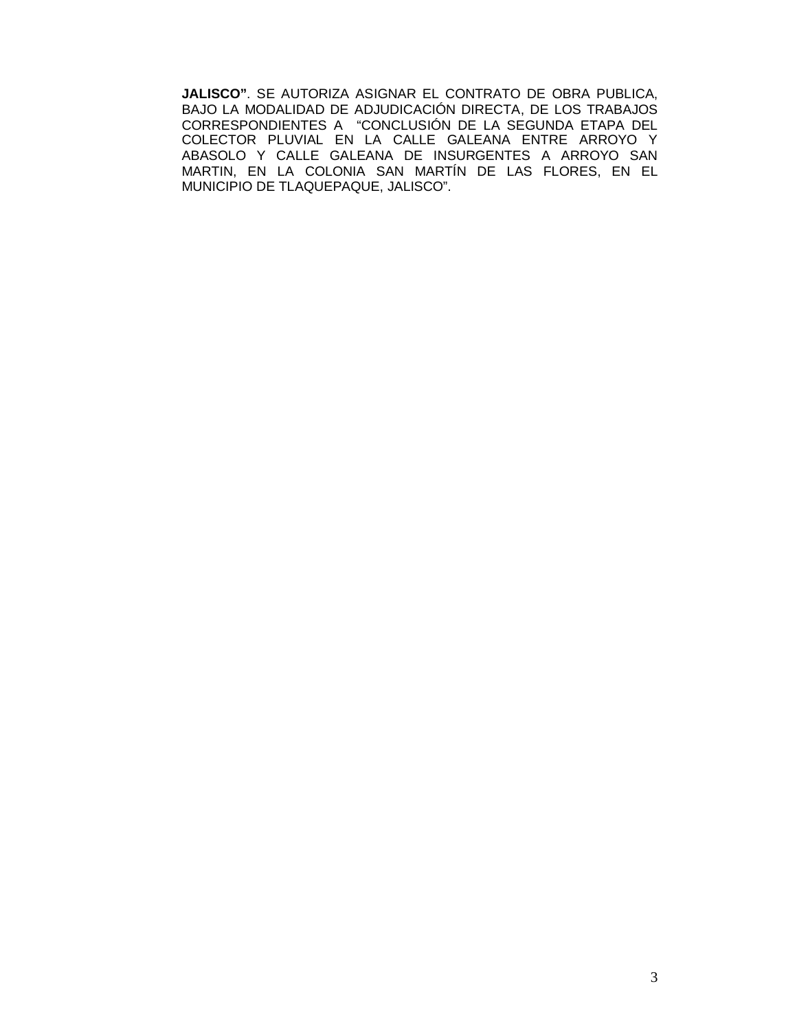**JALISCO”**. SE AUTORIZA ASIGNAR EL CONTRATO DE OBRA PUBLICA, BAJO LA MODALIDAD DE ADJUDICACIÓN DIRECTA, DE LOS TRABAJOS CORRESPONDIENTES A “CONCLUSIÓN DE LA SEGUNDA ETAPA DEL COLECTOR PLUVIAL EN LA CALLE GALEANA ENTRE ARROYO Y ABASOLO Y CALLE GALEANA DE INSURGENTES A ARROYO SAN MARTIN, EN LA COLONIA SAN MARTÍN DE LAS FLORES, EN EL MUNICIPIO DE TLAQUEPAQUE, JALISCO”.